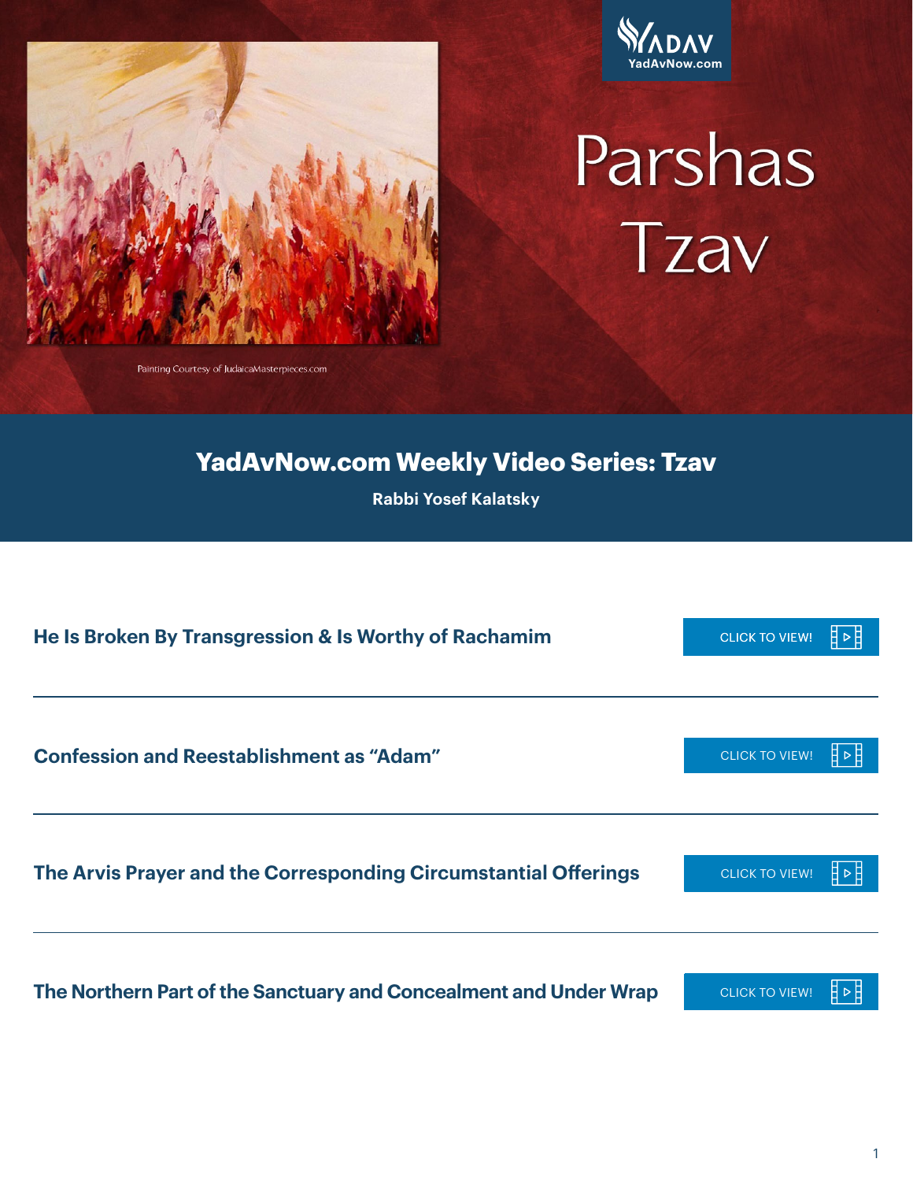YADAV
YadAvNow.com

# Parshas Tzav

Painting Courtesy of JudaicaMasterpieces.com

## YadAvNow.com Weekly Video Series: Tzav

**Rabbi Yosef Kalatsky**

**He Is Broken By Transgression & Is Worthy of Rachamim** — CLICK TO VIEW!

---

**Confession and Reestablishment as "Adam"** — CLICK TO VIEW!

---

**The Arvis Prayer and the Corresponding Circumstantial Offerings** — CLICK TO VIEW!

---

**The Northern Part of the Sanctuary and Concealment and Under Wrap** — CLICK TO VIEW!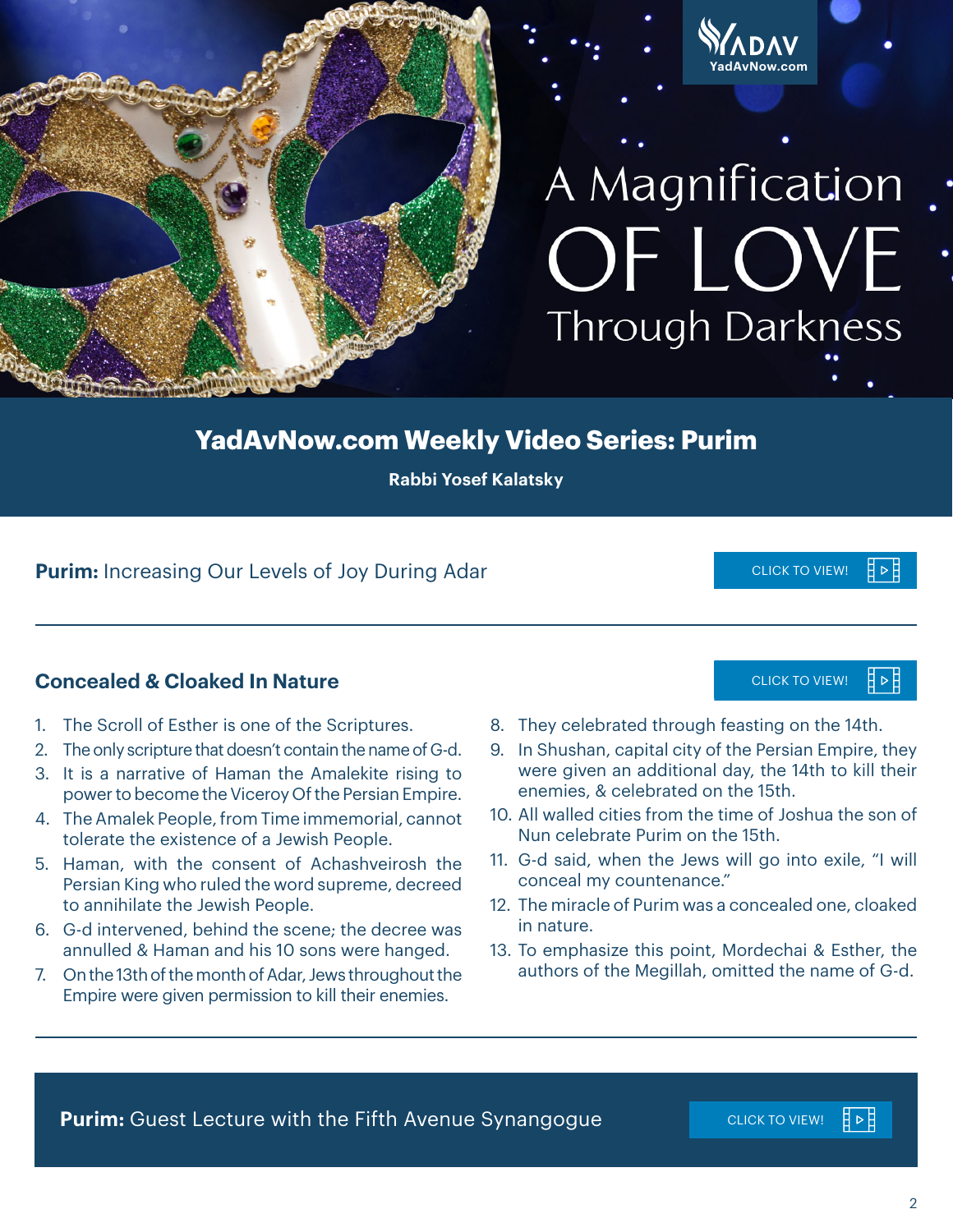# A Magnification OF LOVE Through Darkness

## YadAvNow.com Weekly Video Series: Purim

**Rabbi Yosef Kalatsky**

**Purim:** Increasing Our Levels of Joy During Adar

CLICK TO VIEW!

---

### Concealed & Cloaked In Nature

CLICK TO VIEW!

1. The Scroll of Esther is one of the Scriptures.
2. The only scripture that doesn't contain the name of G-d.
3. It is a narrative of Haman the Amalekite rising to power to become the Viceroy Of the Persian Empire.
4. The Amalek People, from Time immemorial, cannot tolerate the existence of a Jewish People.
5. Haman, with the consent of Achashveirosh the Persian King who ruled the word supreme, decreed to annihilate the Jewish People.
6. G-d intervened, behind the scene; the decree was annulled & Haman and his 10 sons were hanged.
7. On the 13th of the month of Adar, Jews throughout the Empire were given permission to kill their enemies.
8. They celebrated through feasting on the 14th.
9. In Shushan, capital city of the Persian Empire, they were given an additional day, the 14th to kill their enemies, & celebrated on the 15th.
10. All walled cities from the time of Joshua the son of Nun celebrate Purim on the 15th.
11. G-d said, when the Jews will go into exile, "I will conceal my countenance."
12. The miracle of Purim was a concealed one, cloaked in nature.
13. To emphasize this point, Mordechai & Esther, the authors of the Megillah, omitted the name of G-d.

---

**Purim:** Guest Lecture with the Fifth Avenue Synangogue

CLICK TO VIEW!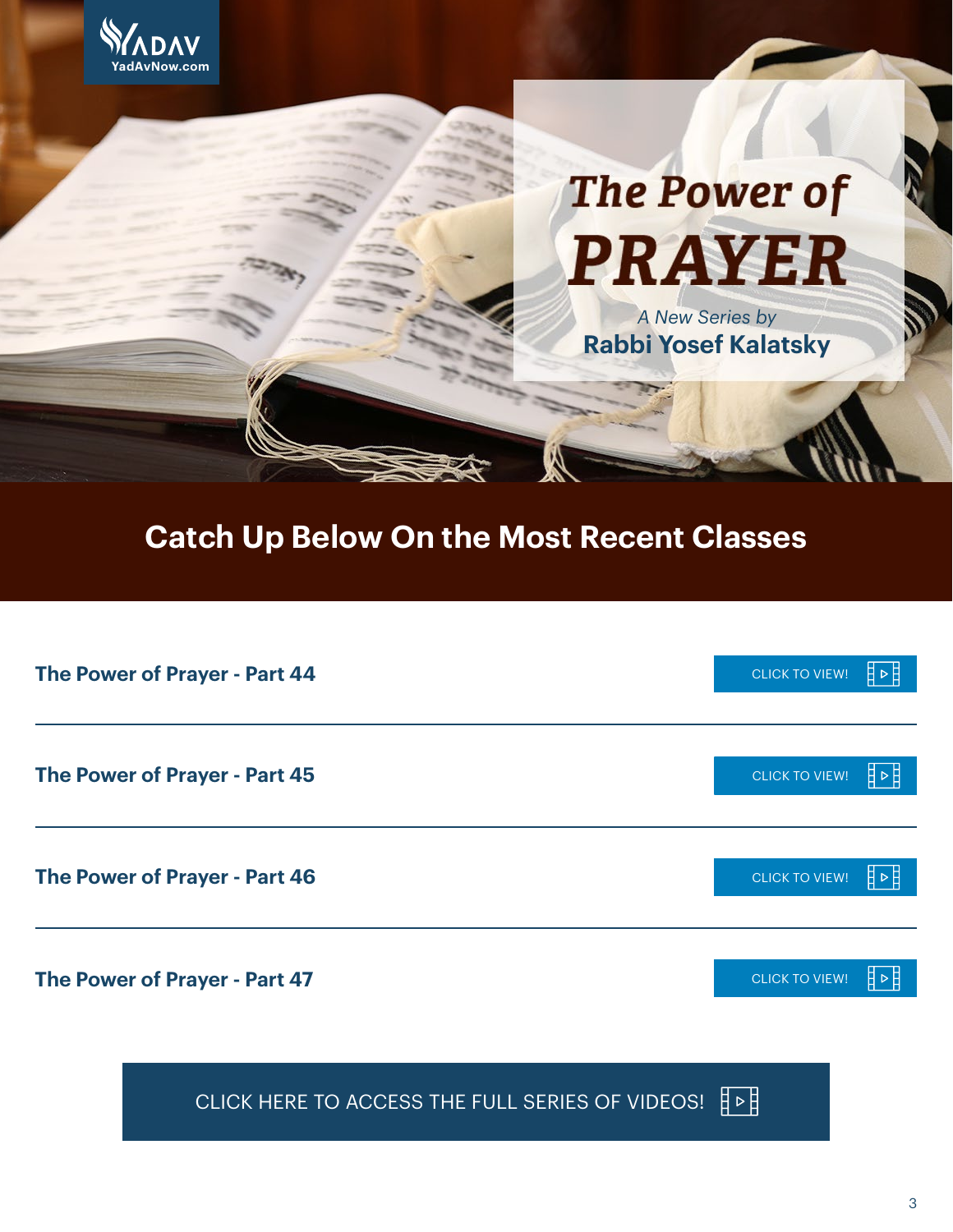YADAV
YadAvNow.com

# The Power of PRAYER

*A New Series by*

**Rabbi Yosef Kalatsky**

## Catch Up Below On the Most Recent Classes

**The Power of Prayer - Part 44** — CLICK TO VIEW!

---

**The Power of Prayer - Part 45** — CLICK TO VIEW!

---

**The Power of Prayer - Part 46** — CLICK TO VIEW!

---

**The Power of Prayer - Part 47** — CLICK TO VIEW!

CLICK HERE TO ACCESS THE FULL SERIES OF VIDEOS!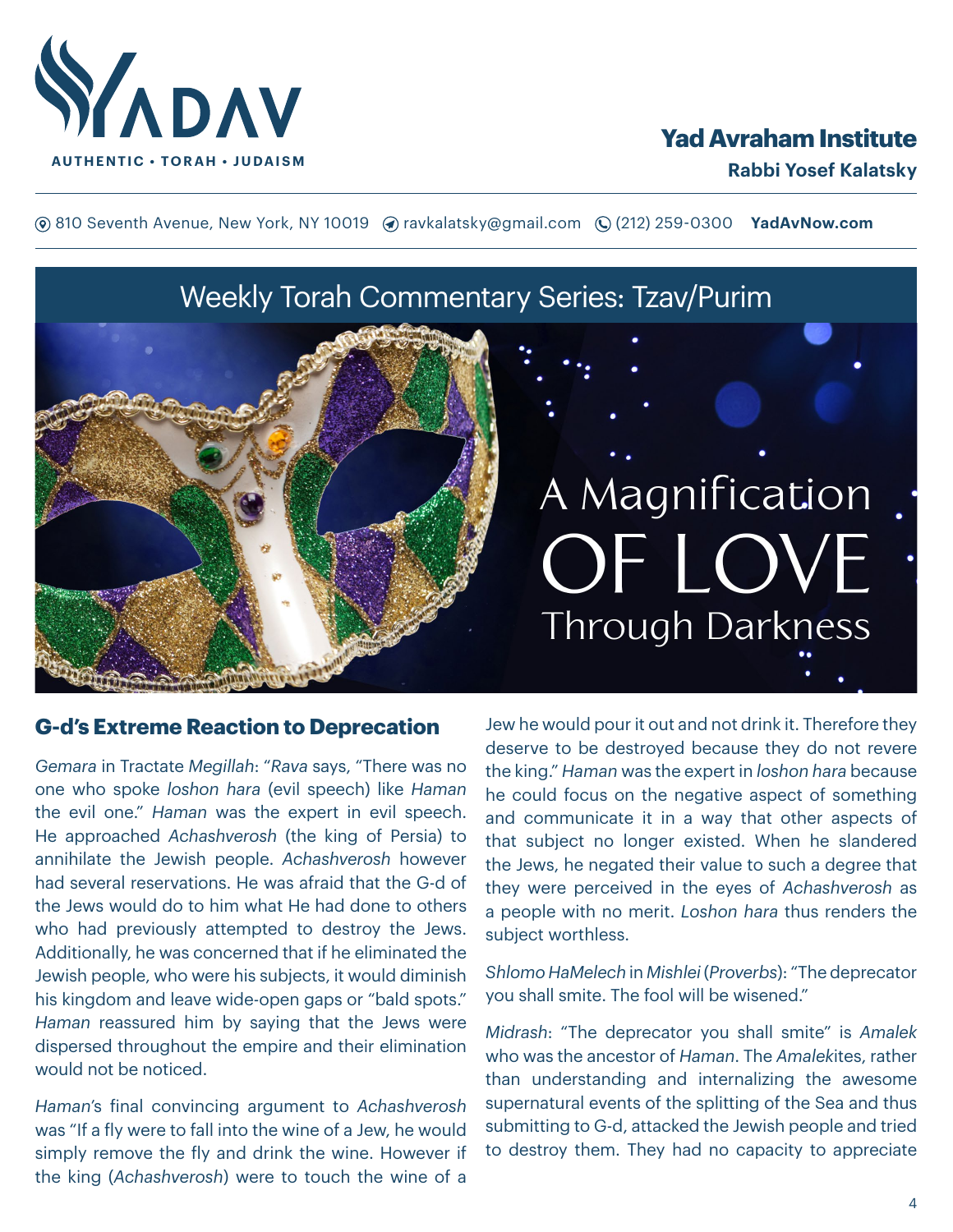# YADAV

AUTHENTIC • TORAH • JUDAISM

**Yad Avraham Institute**

**Rabbi Yosef Kalatsky**

810 Seventh Avenue, New York, NY 10019 ravkalatsky@gmail.com (212) 259-0300 **YadAvNow.com**

## Weekly Torah Commentary Series: Tzav/Purim

# A Magnification OF LOVE Through Darkness

### G-d's Extreme Reaction to Deprecation

*Gemara* in Tractate *Megillah*: "*Rava* says, "There was no one who spoke *loshon hara* (evil speech) like *Haman* the evil one." *Haman* was the expert in evil speech. He approached *Achashverosh* (the king of Persia) to annihilate the Jewish people. *Achashverosh* however had several reservations. He was afraid that the G-d of the Jews would do to him what He had done to others who had previously attempted to destroy the Jews. Additionally, he was concerned that if he eliminated the Jewish people, who were his subjects, it would diminish his kingdom and leave wide-open gaps or "bald spots." *Haman* reassured him by saying that the Jews were dispersed throughout the empire and their elimination would not be noticed.

*Haman*'s final convincing argument to *Achashverosh* was "If a fly were to fall into the wine of a Jew, he would simply remove the fly and drink the wine. However if the king (*Achashverosh*) were to touch the wine of a Jew he would pour it out and not drink it. Therefore they deserve to be destroyed because they do not revere the king." *Haman* was the expert in *loshon hara* because he could focus on the negative aspect of something and communicate it in a way that other aspects of that subject no longer existed. When he slandered the Jews, he negated their value to such a degree that they were perceived in the eyes of *Achashverosh* as a people with no merit. *Loshon hara* thus renders the subject worthless.

*Shlomo HaMelech* in *Mishlei* (*Proverbs*): "The deprecator you shall smite. The fool will be wisened."

*Midrash*: "The deprecator you shall smite" is *Amalek* who was the ancestor of *Haman*. The *Amalek*ites, rather than understanding and internalizing the awesome supernatural events of the splitting of the Sea and thus submitting to G-d, attacked the Jewish people and tried to destroy them. They had no capacity to appreciate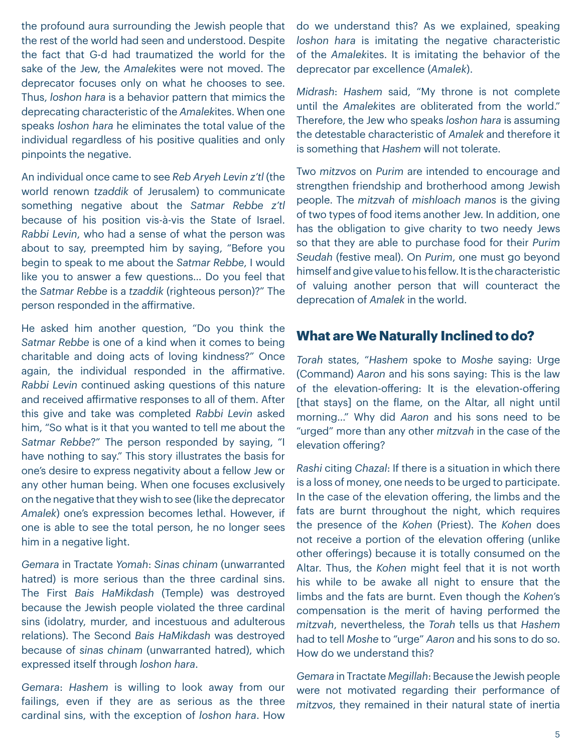the profound aura surrounding the Jewish people that the rest of the world had seen and understood. Despite the fact that G-d had traumatized the world for the sake of the Jew, the *Amalek*ites were not moved. The deprecator focuses only on what he chooses to see. Thus, *loshon hara* is a behavior pattern that mimics the deprecating characteristic of the *Amalek*ites. When one speaks *loshon hara* he eliminates the total value of the individual regardless of his positive qualities and only pinpoints the negative.

An individual once came to see *Reb Aryeh Levin z'tl* (the world renown *tzaddik* of Jerusalem) to communicate something negative about the *Satmar Rebbe z'tl* because of his position vis-à-vis the State of Israel. *Rabbi Levin*, who had a sense of what the person was about to say, preempted him by saying, "Before you begin to speak to me about the *Satmar Rebbe*, I would like you to answer a few questions… Do you feel that the *Satmar Rebbe* is a *tzaddik* (righteous person)?" The person responded in the affirmative.

He asked him another question, "Do you think the *Satmar Rebbe* is one of a kind when it comes to being charitable and doing acts of loving kindness?" Once again, the individual responded in the affirmative. *Rabbi Levin* continued asking questions of this nature and received affirmative responses to all of them. After this give and take was completed *Rabbi Levin* asked him, "So what is it that you wanted to tell me about the *Satmar Rebbe*?" The person responded by saying, "I have nothing to say." This story illustrates the basis for one's desire to express negativity about a fellow Jew or any other human being. When one focuses exclusively on the negative that they wish to see (like the deprecator *Amalek*) one's expression becomes lethal. However, if one is able to see the total person, he no longer sees him in a negative light.

*Gemara* in Tractate *Yomah*: *Sinas chinam* (unwarranted hatred) is more serious than the three cardinal sins. The First *Bais HaMikdash* (Temple) was destroyed because the Jewish people violated the three cardinal sins (idolatry, murder, and incestuous and adulterous relations). The Second *Bais HaMikdash* was destroyed because of *sinas chinam* (unwarranted hatred), which expressed itself through *loshon hara*.

*Gemara*: *Hashem* is willing to look away from our failings, even if they are as serious as the three cardinal sins, with the exception of *loshon hara*. How do we understand this? As we explained, speaking *loshon hara* is imitating the negative characteristic of the *Amalek*ites. It is imitating the behavior of the deprecator par excellence (*Amalek*).

*Midrash*: *Hashem* said, "My throne is not complete until the *Amalek*ites are obliterated from the world." Therefore, the Jew who speaks *loshon hara* is assuming the detestable characteristic of *Amalek* and therefore it is something that *Hashem* will not tolerate.

Two *mitzvos* on *Purim* are intended to encourage and strengthen friendship and brotherhood among Jewish people. The *mitzvah* of *mishloach manos* is the giving of two types of food items another Jew. In addition, one has the obligation to give charity to two needy Jews so that they are able to purchase food for their *Purim Seudah* (festive meal). On *Purim*, one must go beyond himself and give value to his fellow. It is the characteristic of valuing another person that will counteract the deprecation of *Amalek* in the world.

## What are We Naturally Inclined to do?

*Torah* states, "*Hashem* spoke to *Moshe* saying: Urge (Command) *Aaron* and his sons saying: This is the law of the elevation-offering: It is the elevation-offering [that stays] on the flame, on the Altar, all night until morning…" Why did *Aaron* and his sons need to be "urged" more than any other *mitzvah* in the case of the elevation offering?

*Rashi* citing *Chazal*: If there is a situation in which there is a loss of money, one needs to be urged to participate. In the case of the elevation offering, the limbs and the fats are burnt throughout the night, which requires the presence of the *Kohen* (Priest). The *Kohen* does not receive a portion of the elevation offering (unlike other offerings) because it is totally consumed on the Altar. Thus, the *Kohen* might feel that it is not worth his while to be awake all night to ensure that the limbs and the fats are burnt. Even though the *Kohen*'s compensation is the merit of having performed the *mitzvah*, nevertheless, the *Torah* tells us that *Hashem* had to tell *Moshe* to "urge" *Aaron* and his sons to do so. How do we understand this?

*Gemara* in Tractate *Megillah*: Because the Jewish people were not motivated regarding their performance of *mitzvos*, they remained in their natural state of inertia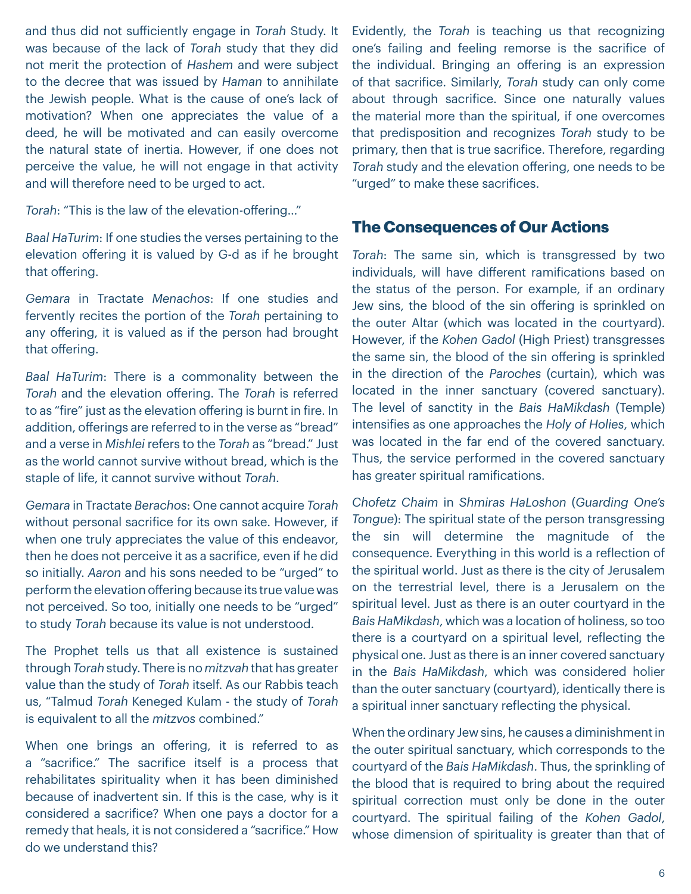and thus did not sufficiently engage in *Torah* Study. It was because of the lack of *Torah* study that they did not merit the protection of *Hashem* and were subject to the decree that was issued by *Haman* to annihilate the Jewish people. What is the cause of one's lack of motivation? When one appreciates the value of a deed, he will be motivated and can easily overcome the natural state of inertia. However, if one does not perceive the value, he will not engage in that activity and will therefore need to be urged to act.

*Torah*: "This is the law of the elevation-offering…"

*Baal HaTurim*: If one studies the verses pertaining to the elevation offering it is valued by G-d as if he brought that offering.

*Gemara* in Tractate *Menachos*: If one studies and fervently recites the portion of the *Torah* pertaining to any offering, it is valued as if the person had brought that offering.

*Baal HaTurim*: There is a commonality between the *Torah* and the elevation offering. The *Torah* is referred to as "fire" just as the elevation offering is burnt in fire. In addition, offerings are referred to in the verse as "bread" and a verse in *Mishlei* refers to the *Torah* as "bread." Just as the world cannot survive without bread, which is the staple of life, it cannot survive without *Torah*.

*Gemara* in Tractate *Berachos*: One cannot acquire *Torah* without personal sacrifice for its own sake. However, if when one truly appreciates the value of this endeavor, then he does not perceive it as a sacrifice, even if he did so initially. *Aaron* and his sons needed to be "urged" to perform the elevation offering because its true value was not perceived. So too, initially one needs to be "urged" to study *Torah* because its value is not understood.

The Prophet tells us that all existence is sustained through *Torah* study. There is no *mitzvah* that has greater value than the study of *Torah* itself. As our Rabbis teach us, "Talmud *Torah* Keneged Kulam - the study of *Torah* is equivalent to all the *mitzvos* combined."

When one brings an offering, it is referred to as a "sacrifice." The sacrifice itself is a process that rehabilitates spirituality when it has been diminished because of inadvertent sin. If this is the case, why is it considered a sacrifice? When one pays a doctor for a remedy that heals, it is not considered a "sacrifice." How do we understand this?

Evidently, the *Torah* is teaching us that recognizing one's failing and feeling remorse is the sacrifice of the individual. Bringing an offering is an expression of that sacrifice. Similarly, *Torah* study can only come about through sacrifice. Since one naturally values the material more than the spiritual, if one overcomes that predisposition and recognizes *Torah* study to be primary, then that is true sacrifice. Therefore, regarding *Torah* study and the elevation offering, one needs to be "urged" to make these sacrifices.

## The Consequences of Our Actions

*Torah*: The same sin, which is transgressed by two individuals, will have different ramifications based on the status of the person. For example, if an ordinary Jew sins, the blood of the sin offering is sprinkled on the outer Altar (which was located in the courtyard). However, if the *Kohen Gadol* (High Priest) transgresses the same sin, the blood of the sin offering is sprinkled in the direction of the *Paroches* (curtain), which was located in the inner sanctuary (covered sanctuary). The level of sanctity in the *Bais HaMikdash* (Temple) intensifies as one approaches the *Holy of Holies*, which was located in the far end of the covered sanctuary. Thus, the service performed in the covered sanctuary has greater spiritual ramifications.

*Chofetz Chaim* in *Shmiras HaLoshon* (*Guarding One's Tongue*): The spiritual state of the person transgressing the sin will determine the magnitude of the consequence. Everything in this world is a reflection of the spiritual world. Just as there is the city of Jerusalem on the terrestrial level, there is a Jerusalem on the spiritual level. Just as there is an outer courtyard in the *Bais HaMikdash*, which was a location of holiness, so too there is a courtyard on a spiritual level, reflecting the physical one. Just as there is an inner covered sanctuary in the *Bais HaMikdash*, which was considered holier than the outer sanctuary (courtyard), identically there is a spiritual inner sanctuary reflecting the physical.

When the ordinary Jew sins, he causes a diminishment in the outer spiritual sanctuary, which corresponds to the courtyard of the *Bais HaMikdash*. Thus, the sprinkling of the blood that is required to bring about the required spiritual correction must only be done in the outer courtyard. The spiritual failing of the *Kohen Gadol*, whose dimension of spirituality is greater than that of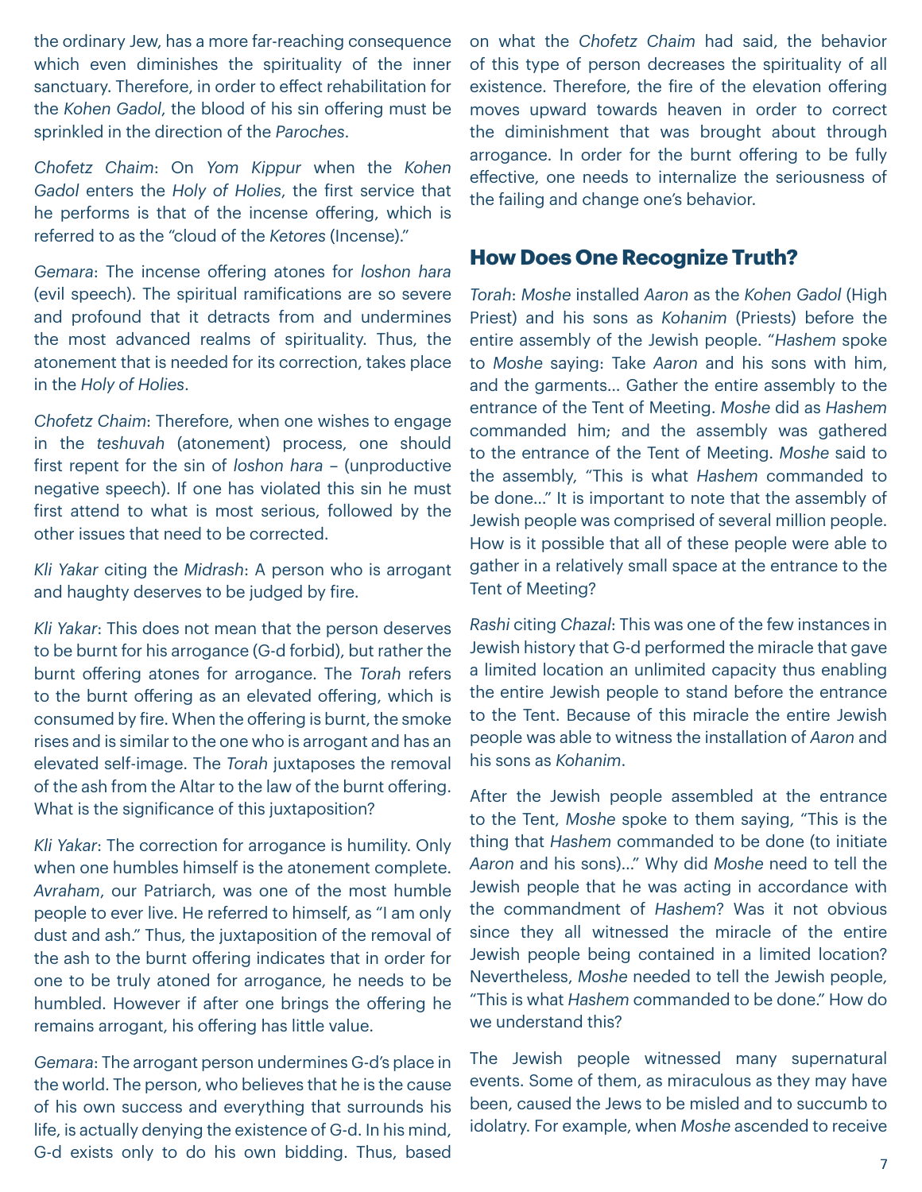the ordinary Jew, has a more far-reaching consequence which even diminishes the spirituality of the inner sanctuary. Therefore, in order to effect rehabilitation for the *Kohen Gadol*, the blood of his sin offering must be sprinkled in the direction of the *Paroches*.

*Chofetz Chaim*: On *Yom Kippur* when the *Kohen Gadol* enters the *Holy of Holies*, the first service that he performs is that of the incense offering, which is referred to as the "cloud of the *Ketores* (Incense)."

*Gemara*: The incense offering atones for *loshon hara* (evil speech). The spiritual ramifications are so severe and profound that it detracts from and undermines the most advanced realms of spirituality. Thus, the atonement that is needed for its correction, takes place in the *Holy of Holies*.

*Chofetz Chaim*: Therefore, when one wishes to engage in the *teshuvah* (atonement) process, one should first repent for the sin of *loshon hara* – (unproductive negative speech). If one has violated this sin he must first attend to what is most serious, followed by the other issues that need to be corrected.

*Kli Yakar* citing the *Midrash*: A person who is arrogant and haughty deserves to be judged by fire.

*Kli Yakar*: This does not mean that the person deserves to be burnt for his arrogance (G-d forbid), but rather the burnt offering atones for arrogance. The *Torah* refers to the burnt offering as an elevated offering, which is consumed by fire. When the offering is burnt, the smoke rises and is similar to the one who is arrogant and has an elevated self-image. The *Torah* juxtaposes the removal of the ash from the Altar to the law of the burnt offering. What is the significance of this juxtaposition?

*Kli Yakar*: The correction for arrogance is humility. Only when one humbles himself is the atonement complete. *Avraham*, our Patriarch, was one of the most humble people to ever live. He referred to himself, as "I am only dust and ash." Thus, the juxtaposition of the removal of the ash to the burnt offering indicates that in order for one to be truly atoned for arrogance, he needs to be humbled. However if after one brings the offering he remains arrogant, his offering has little value.

*Gemara*: The arrogant person undermines G-d's place in the world. The person, who believes that he is the cause of his own success and everything that surrounds his life, is actually denying the existence of G-d. In his mind, G-d exists only to do his own bidding. Thus, based on what the *Chofetz Chaim* had said, the behavior of this type of person decreases the spirituality of all existence. Therefore, the fire of the elevation offering moves upward towards heaven in order to correct the diminishment that was brought about through arrogance. In order for the burnt offering to be fully effective, one needs to internalize the seriousness of the failing and change one's behavior.

## How Does One Recognize Truth?

*Torah*: *Moshe* installed *Aaron* as the *Kohen Gadol* (High Priest) and his sons as *Kohanim* (Priests) before the entire assembly of the Jewish people. "*Hashem* spoke to *Moshe* saying: Take *Aaron* and his sons with him, and the garments… Gather the entire assembly to the entrance of the Tent of Meeting. *Moshe* did as *Hashem* commanded him; and the assembly was gathered to the entrance of the Tent of Meeting. *Moshe* said to the assembly, "This is what *Hashem* commanded to be done…" It is important to note that the assembly of Jewish people was comprised of several million people. How is it possible that all of these people were able to gather in a relatively small space at the entrance to the Tent of Meeting?

*Rashi* citing *Chazal*: This was one of the few instances in Jewish history that G-d performed the miracle that gave a limited location an unlimited capacity thus enabling the entire Jewish people to stand before the entrance to the Tent. Because of this miracle the entire Jewish people was able to witness the installation of *Aaron* and his sons as *Kohanim*.

After the Jewish people assembled at the entrance to the Tent, *Moshe* spoke to them saying, "This is the thing that *Hashem* commanded to be done (to initiate *Aaron* and his sons)…" Why did *Moshe* need to tell the Jewish people that he was acting in accordance with the commandment of *Hashem*? Was it not obvious since they all witnessed the miracle of the entire Jewish people being contained in a limited location? Nevertheless, *Moshe* needed to tell the Jewish people, "This is what *Hashem* commanded to be done." How do we understand this?

The Jewish people witnessed many supernatural events. Some of them, as miraculous as they may have been, caused the Jews to be misled and to succumb to idolatry. For example, when *Moshe* ascended to receive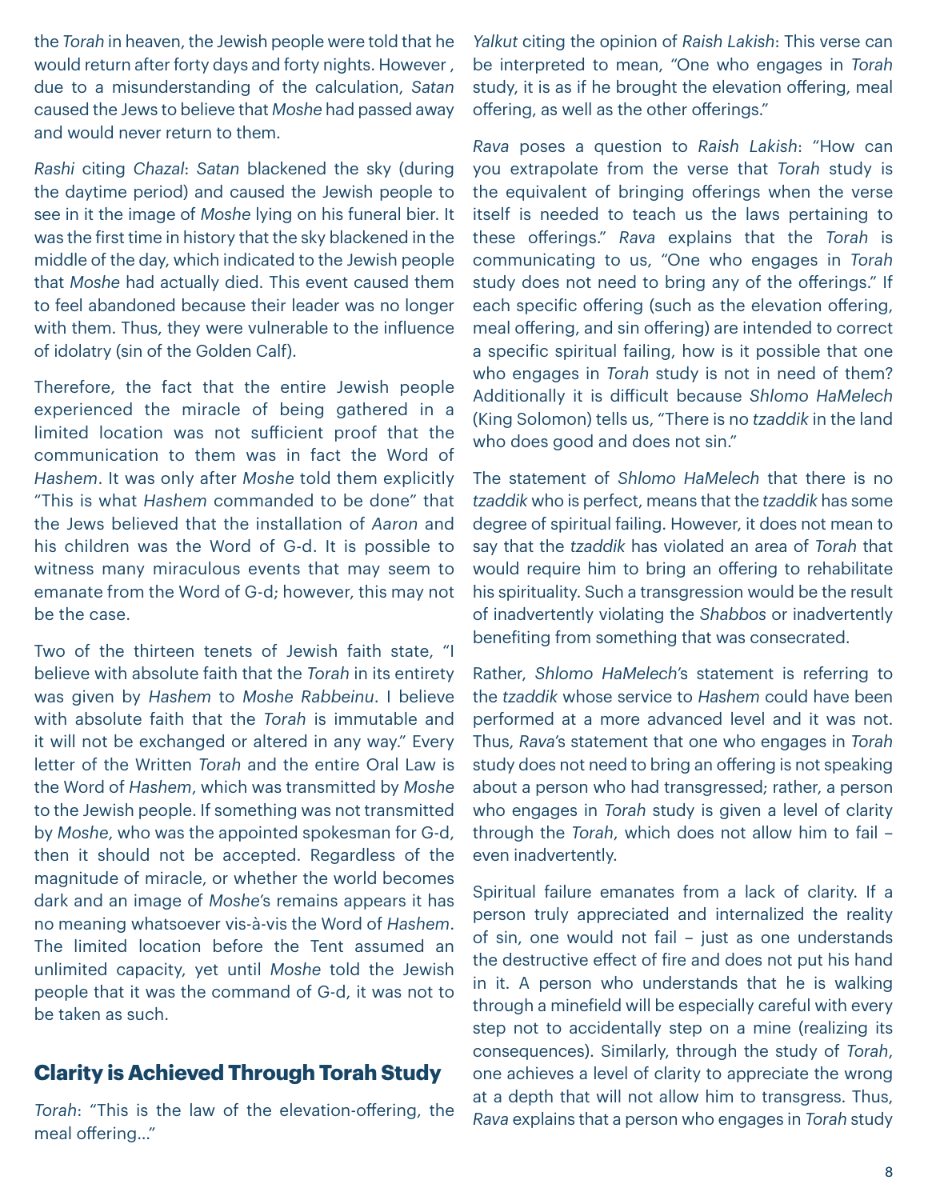the *Torah* in heaven, the Jewish people were told that he would return after forty days and forty nights. However , due to a misunderstanding of the calculation, *Satan* caused the Jews to believe that *Moshe* had passed away and would never return to them.

*Rashi* citing *Chazal*: *Satan* blackened the sky (during the daytime period) and caused the Jewish people to see in it the image of *Moshe* lying on his funeral bier. It was the first time in history that the sky blackened in the middle of the day, which indicated to the Jewish people that *Moshe* had actually died. This event caused them to feel abandoned because their leader was no longer with them. Thus, they were vulnerable to the influence of idolatry (sin of the Golden Calf).

Therefore, the fact that the entire Jewish people experienced the miracle of being gathered in a limited location was not sufficient proof that the communication to them was in fact the Word of *Hashem*. It was only after *Moshe* told them explicitly "This is what *Hashem* commanded to be done" that the Jews believed that the installation of *Aaron* and his children was the Word of G-d. It is possible to witness many miraculous events that may seem to emanate from the Word of G-d; however, this may not be the case.

Two of the thirteen tenets of Jewish faith state, "I believe with absolute faith that the *Torah* in its entirety was given by *Hashem* to *Moshe Rabbeinu*. I believe with absolute faith that the *Torah* is immutable and it will not be exchanged or altered in any way." Every letter of the Written *Torah* and the entire Oral Law is the Word of *Hashem*, which was transmitted by *Moshe* to the Jewish people. If something was not transmitted by *Moshe*, who was the appointed spokesman for G-d, then it should not be accepted. Regardless of the magnitude of miracle, or whether the world becomes dark and an image of *Moshe*'s remains appears it has no meaning whatsoever vis-à-vis the Word of *Hashem*. The limited location before the Tent assumed an unlimited capacity, yet until *Moshe* told the Jewish people that it was the command of G-d, it was not to be taken as such.

## Clarity is Achieved Through Torah Study

*Torah*: "This is the law of the elevation-offering, the meal offering…"

*Yalkut* citing the opinion of *Raish Lakish*: This verse can be interpreted to mean, "One who engages in *Torah* study, it is as if he brought the elevation offering, meal offering, as well as the other offerings."

*Rava* poses a question to *Raish Lakish*: "How can you extrapolate from the verse that *Torah* study is the equivalent of bringing offerings when the verse itself is needed to teach us the laws pertaining to these offerings." *Rava* explains that the *Torah* is communicating to us, "One who engages in *Torah* study does not need to bring any of the offerings." If each specific offering (such as the elevation offering, meal offering, and sin offering) are intended to correct a specific spiritual failing, how is it possible that one who engages in *Torah* study is not in need of them? Additionally it is difficult because *Shlomo HaMelech* (King Solomon) tells us, "There is no *tzaddik* in the land who does good and does not sin."

The statement of *Shlomo HaMelech* that there is no *tzaddik* who is perfect, means that the *tzaddik* has some degree of spiritual failing. However, it does not mean to say that the *tzaddik* has violated an area of *Torah* that would require him to bring an offering to rehabilitate his spirituality. Such a transgression would be the result of inadvertently violating the *Shabbos* or inadvertently benefiting from something that was consecrated.

Rather, *Shlomo HaMelech*'s statement is referring to the *tzaddik* whose service to *Hashem* could have been performed at a more advanced level and it was not. Thus, *Rava*'s statement that one who engages in *Torah* study does not need to bring an offering is not speaking about a person who had transgressed; rather, a person who engages in *Torah* study is given a level of clarity through the *Torah*, which does not allow him to fail – even inadvertently.

Spiritual failure emanates from a lack of clarity. If a person truly appreciated and internalized the reality of sin, one would not fail – just as one understands the destructive effect of fire and does not put his hand in it. A person who understands that he is walking through a minefield will be especially careful with every step not to accidentally step on a mine (realizing its consequences). Similarly, through the study of *Torah*, one achieves a level of clarity to appreciate the wrong at a depth that will not allow him to transgress. Thus, *Rava* explains that a person who engages in *Torah* study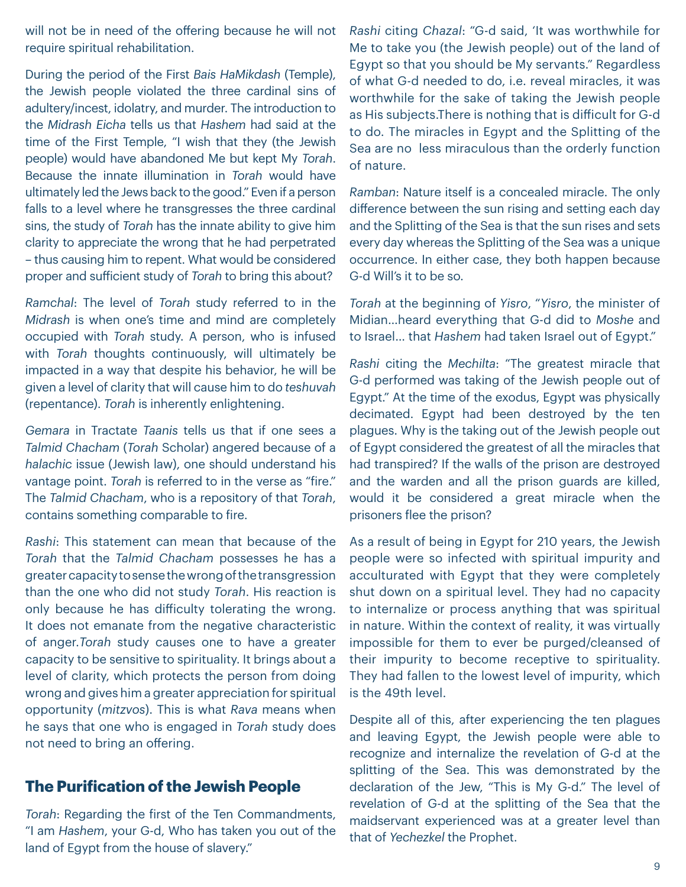will not be in need of the offering because he will not require spiritual rehabilitation.

During the period of the First *Bais HaMikdash* (Temple), the Jewish people violated the three cardinal sins of adultery/incest, idolatry, and murder. The introduction to the *Midrash Eicha* tells us that *Hashem* had said at the time of the First Temple, "I wish that they (the Jewish people) would have abandoned Me but kept My *Torah*. Because the innate illumination in *Torah* would have ultimately led the Jews back to the good." Even if a person falls to a level where he transgresses the three cardinal sins, the study of *Torah* has the innate ability to give him clarity to appreciate the wrong that he had perpetrated – thus causing him to repent. What would be considered proper and sufficient study of *Torah* to bring this about?

*Ramchal*: The level of *Torah* study referred to in the *Midrash* is when one's time and mind are completely occupied with *Torah* study. A person, who is infused with *Torah* thoughts continuously, will ultimately be impacted in a way that despite his behavior, he will be given a level of clarity that will cause him to do *teshuvah* (repentance). *Torah* is inherently enlightening.

*Gemara* in Tractate *Taanis* tells us that if one sees a *Talmid Chacham* (*Torah* Scholar) angered because of a *halachic* issue (Jewish law), one should understand his vantage point. *Torah* is referred to in the verse as "fire." The *Talmid Chacham*, who is a repository of that *Torah*, contains something comparable to fire.

*Rashi*: This statement can mean that because of the *Torah* that the *Talmid Chacham* possesses he has a greater capacity to sense the wrong of the transgression than the one who did not study *Torah*. His reaction is only because he has difficulty tolerating the wrong. It does not emanate from the negative characteristic of anger.*Torah* study causes one to have a greater capacity to be sensitive to spirituality. It brings about a level of clarity, which protects the person from doing wrong and gives him a greater appreciation for spiritual opportunity (*mitzvos*). This is what *Rava* means when he says that one who is engaged in *Torah* study does not need to bring an offering.

## The Purification of the Jewish People

*Torah*: Regarding the first of the Ten Commandments, "I am *Hashem*, your G-d, Who has taken you out of the land of Egypt from the house of slavery."

*Rashi* citing *Chazal*: "G-d said, 'It was worthwhile for Me to take you (the Jewish people) out of the land of Egypt so that you should be My servants." Regardless of what G-d needed to do, i.e. reveal miracles, it was worthwhile for the sake of taking the Jewish people as His subjects.There is nothing that is difficult for G-d to do. The miracles in Egypt and the Splitting of the Sea are no less miraculous than the orderly function of nature.

*Ramban*: Nature itself is a concealed miracle. The only difference between the sun rising and setting each day and the Splitting of the Sea is that the sun rises and sets every day whereas the Splitting of the Sea was a unique occurrence. In either case, they both happen because G-d Will's it to be so.

*Torah* at the beginning of *Yisro*, "*Yisro*, the minister of Midian…heard everything that G-d did to *Moshe* and to Israel… that *Hashem* had taken Israel out of Egypt."

*Rashi* citing the *Mechilta*: "The greatest miracle that G-d performed was taking of the Jewish people out of Egypt." At the time of the exodus, Egypt was physically decimated. Egypt had been destroyed by the ten plagues. Why is the taking out of the Jewish people out of Egypt considered the greatest of all the miracles that had transpired? If the walls of the prison are destroyed and the warden and all the prison guards are killed, would it be considered a great miracle when the prisoners flee the prison?

As a result of being in Egypt for 210 years, the Jewish people were so infected with spiritual impurity and acculturated with Egypt that they were completely shut down on a spiritual level. They had no capacity to internalize or process anything that was spiritual in nature. Within the context of reality, it was virtually impossible for them to ever be purged/cleansed of their impurity to become receptive to spirituality. They had fallen to the lowest level of impurity, which is the 49th level.

Despite all of this, after experiencing the ten plagues and leaving Egypt, the Jewish people were able to recognize and internalize the revelation of G-d at the splitting of the Sea. This was demonstrated by the declaration of the Jew, "This is My G-d." The level of revelation of G-d at the splitting of the Sea that the maidservant experienced was at a greater level than that of *Yechezkel* the Prophet.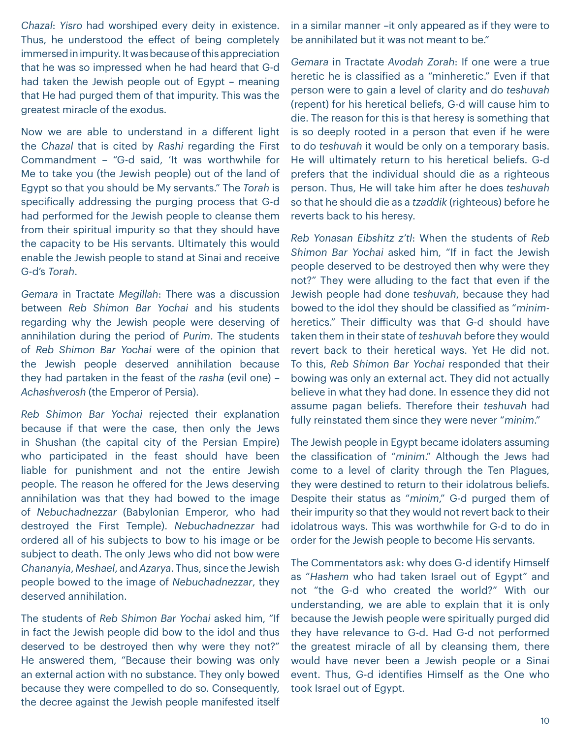*Chazal*: *Yisro* had worshiped every deity in existence. Thus, he understood the effect of being completely immersed in impurity. It was because of this appreciation that he was so impressed when he had heard that G-d had taken the Jewish people out of Egypt – meaning that He had purged them of that impurity. This was the greatest miracle of the exodus.

Now we are able to understand in a different light the *Chazal* that is cited by *Rashi* regarding the First Commandment – "G-d said, 'It was worthwhile for Me to take you (the Jewish people) out of the land of Egypt so that you should be My servants." The *Torah* is specifically addressing the purging process that G-d had performed for the Jewish people to cleanse them from their spiritual impurity so that they should have the capacity to be His servants. Ultimately this would enable the Jewish people to stand at Sinai and receive G-d's *Torah*.

*Gemara* in Tractate *Megillah*: There was a discussion between *Reb Shimon Bar Yochai* and his students regarding why the Jewish people were deserving of annihilation during the period of *Purim*. The students of *Reb Shimon Bar Yochai* were of the opinion that the Jewish people deserved annihilation because they had partaken in the feast of the *rasha* (evil one) – *Achashverosh* (the Emperor of Persia).

*Reb Shimon Bar Yochai* rejected their explanation because if that were the case, then only the Jews in Shushan (the capital city of the Persian Empire) who participated in the feast should have been liable for punishment and not the entire Jewish people. The reason he offered for the Jews deserving annihilation was that they had bowed to the image of *Nebuchadnezzar* (Babylonian Emperor, who had destroyed the First Temple). *Nebuchadnezzar* had ordered all of his subjects to bow to his image or be subject to death. The only Jews who did not bow were *Chananyia*, *Meshael*, and *Azarya*. Thus, since the Jewish people bowed to the image of *Nebuchadnezzar*, they deserved annihilation.

The students of *Reb Shimon Bar Yochai* asked him, "If in fact the Jewish people did bow to the idol and thus deserved to be destroyed then why were they not?" He answered them, "Because their bowing was only an external action with no substance. They only bowed because they were compelled to do so. Consequently, the decree against the Jewish people manifested itself in a similar manner –it only appeared as if they were to be annihilated but it was not meant to be."

*Gemara* in Tractate *Avodah Zorah*: If one were a true heretic he is classified as a "minheretic." Even if that person were to gain a level of clarity and do *teshuvah* (repent) for his heretical beliefs, G-d will cause him to die. The reason for this is that heresy is something that is so deeply rooted in a person that even if he were to do *teshuvah* it would be only on a temporary basis. He will ultimately return to his heretical beliefs. G-d prefers that the individual should die as a righteous person. Thus, He will take him after he does *teshuvah* so that he should die as a *tzaddik* (righteous) before he reverts back to his heresy.

*Reb Yonasan Eibshitz z'tl*: When the students of *Reb Shimon Bar Yochai* asked him, "If in fact the Jewish people deserved to be destroyed then why were they not?" They were alluding to the fact that even if the Jewish people had done *teshuvah*, because they had bowed to the idol they should be classified as "*minim*-heretics." Their difficulty was that G-d should have taken them in their state of *teshuvah* before they would revert back to their heretical ways. Yet He did not. To this, *Reb Shimon Bar Yochai* responded that their bowing was only an external act. They did not actually believe in what they had done. In essence they did not assume pagan beliefs. Therefore their *teshuvah* had fully reinstated them since they were never "*minim*."

The Jewish people in Egypt became idolaters assuming the classification of "*minim*." Although the Jews had come to a level of clarity through the Ten Plagues, they were destined to return to their idolatrous beliefs. Despite their status as "*minim*," G-d purged them of their impurity so that they would not revert back to their idolatrous ways. This was worthwhile for G-d to do in order for the Jewish people to become His servants.

The Commentators ask: why does G-d identify Himself as "*Hashem* who had taken Israel out of Egypt" and not "the G-d who created the world?" With our understanding, we are able to explain that it is only because the Jewish people were spiritually purged did they have relevance to G-d. Had G-d not performed the greatest miracle of all by cleansing them, there would have never been a Jewish people or a Sinai event. Thus, G-d identifies Himself as the One who took Israel out of Egypt.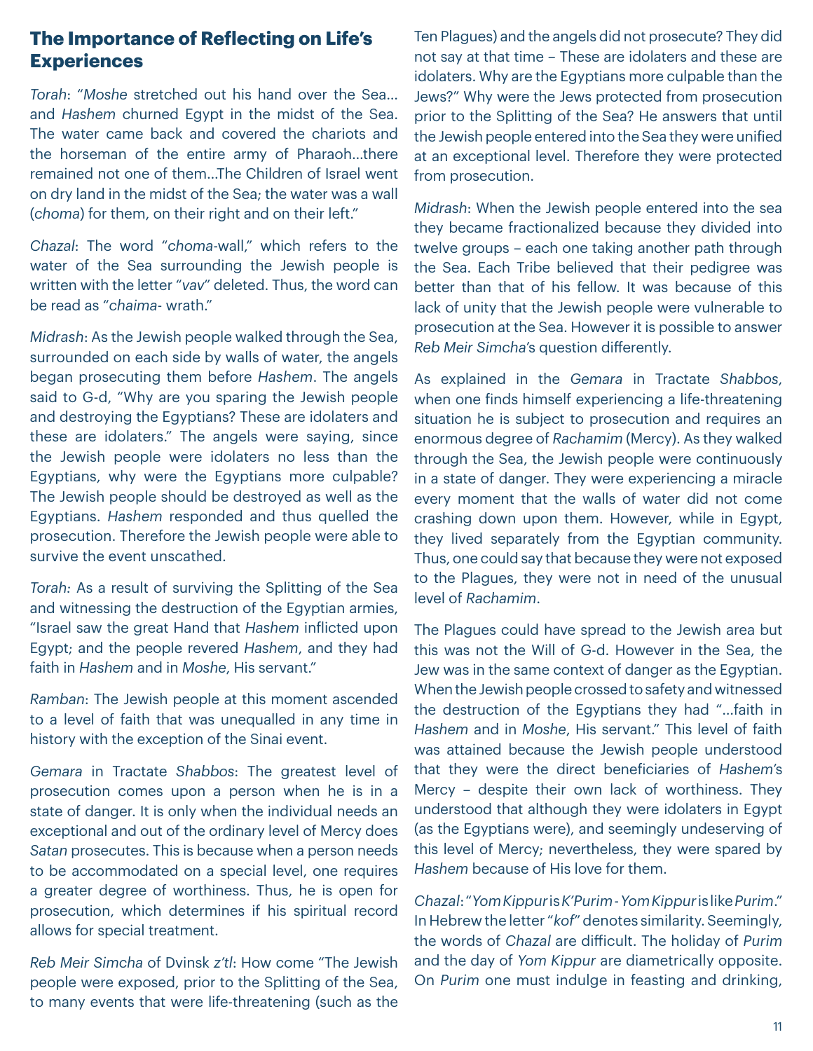## The Importance of Reflecting on Life's Experiences

*Torah*: "*Moshe* stretched out his hand over the Sea… and *Hashem* churned Egypt in the midst of the Sea. The water came back and covered the chariots and the horseman of the entire army of Pharaoh…there remained not one of them…The Children of Israel went on dry land in the midst of the Sea; the water was a wall (*choma*) for them, on their right and on their left."

*Chazal*: The word "*choma*-wall," which refers to the water of the Sea surrounding the Jewish people is written with the letter "*vav*" deleted. Thus, the word can be read as "*chaima*- wrath."

*Midrash*: As the Jewish people walked through the Sea, surrounded on each side by walls of water, the angels began prosecuting them before *Hashem*. The angels said to G-d, "Why are you sparing the Jewish people and destroying the Egyptians? These are idolaters and these are idolaters." The angels were saying, since the Jewish people were idolaters no less than the Egyptians, why were the Egyptians more culpable? The Jewish people should be destroyed as well as the Egyptians. *Hashem* responded and thus quelled the prosecution. Therefore the Jewish people were able to survive the event unscathed.

*Torah:* As a result of surviving the Splitting of the Sea and witnessing the destruction of the Egyptian armies, "Israel saw the great Hand that *Hashem* inflicted upon Egypt; and the people revered *Hashem*, and they had faith in *Hashem* and in *Moshe*, His servant."

*Ramban*: The Jewish people at this moment ascended to a level of faith that was unequalled in any time in history with the exception of the Sinai event.

*Gemara* in Tractate *Shabbos*: The greatest level of prosecution comes upon a person when he is in a state of danger. It is only when the individual needs an exceptional and out of the ordinary level of Mercy does *Satan* prosecutes. This is because when a person needs to be accommodated on a special level, one requires a greater degree of worthiness. Thus, he is open for prosecution, which determines if his spiritual record allows for special treatment.

*Reb Meir Simcha* of Dvinsk *z'tl*: How come "The Jewish people were exposed, prior to the Splitting of the Sea, to many events that were life-threatening (such as the Ten Plagues) and the angels did not prosecute? They did not say at that time – These are idolaters and these are idolaters. Why are the Egyptians more culpable than the Jews?" Why were the Jews protected from prosecution prior to the Splitting of the Sea? He answers that until the Jewish people entered into the Sea they were unified at an exceptional level. Therefore they were protected from prosecution.

*Midrash*: When the Jewish people entered into the sea they became fractionalized because they divided into twelve groups – each one taking another path through the Sea. Each Tribe believed that their pedigree was better than that of his fellow. It was because of this lack of unity that the Jewish people were vulnerable to prosecution at the Sea. However it is possible to answer *Reb Meir Simcha*'s question differently.

As explained in the *Gemara* in Tractate *Shabbos*, when one finds himself experiencing a life-threatening situation he is subject to prosecution and requires an enormous degree of *Rachamim* (Mercy). As they walked through the Sea, the Jewish people were continuously in a state of danger. They were experiencing a miracle every moment that the walls of water did not come crashing down upon them. However, while in Egypt, they lived separately from the Egyptian community. Thus, one could say that because they were not exposed to the Plagues, they were not in need of the unusual level of *Rachamim*.

The Plagues could have spread to the Jewish area but this was not the Will of G-d. However in the Sea, the Jew was in the same context of danger as the Egyptian. When the Jewish people crossed to safety and witnessed the destruction of the Egyptians they had "…faith in *Hashem* and in *Moshe*, His servant." This level of faith was attained because the Jewish people understood that they were the direct beneficiaries of *Hashem*'s Mercy – despite their own lack of worthiness. They understood that although they were idolaters in Egypt (as the Egyptians were), and seemingly undeserving of this level of Mercy; nevertheless, they were spared by *Hashem* because of His love for them.

*Chazal*: "*Yom Kippur* is *K'Purim* - *Yom Kippur* is like *Purim*." In Hebrew the letter "*kof*" denotes similarity. Seemingly, the words of *Chazal* are difficult. The holiday of *Purim* and the day of *Yom Kippur* are diametrically opposite. On *Purim* one must indulge in feasting and drinking,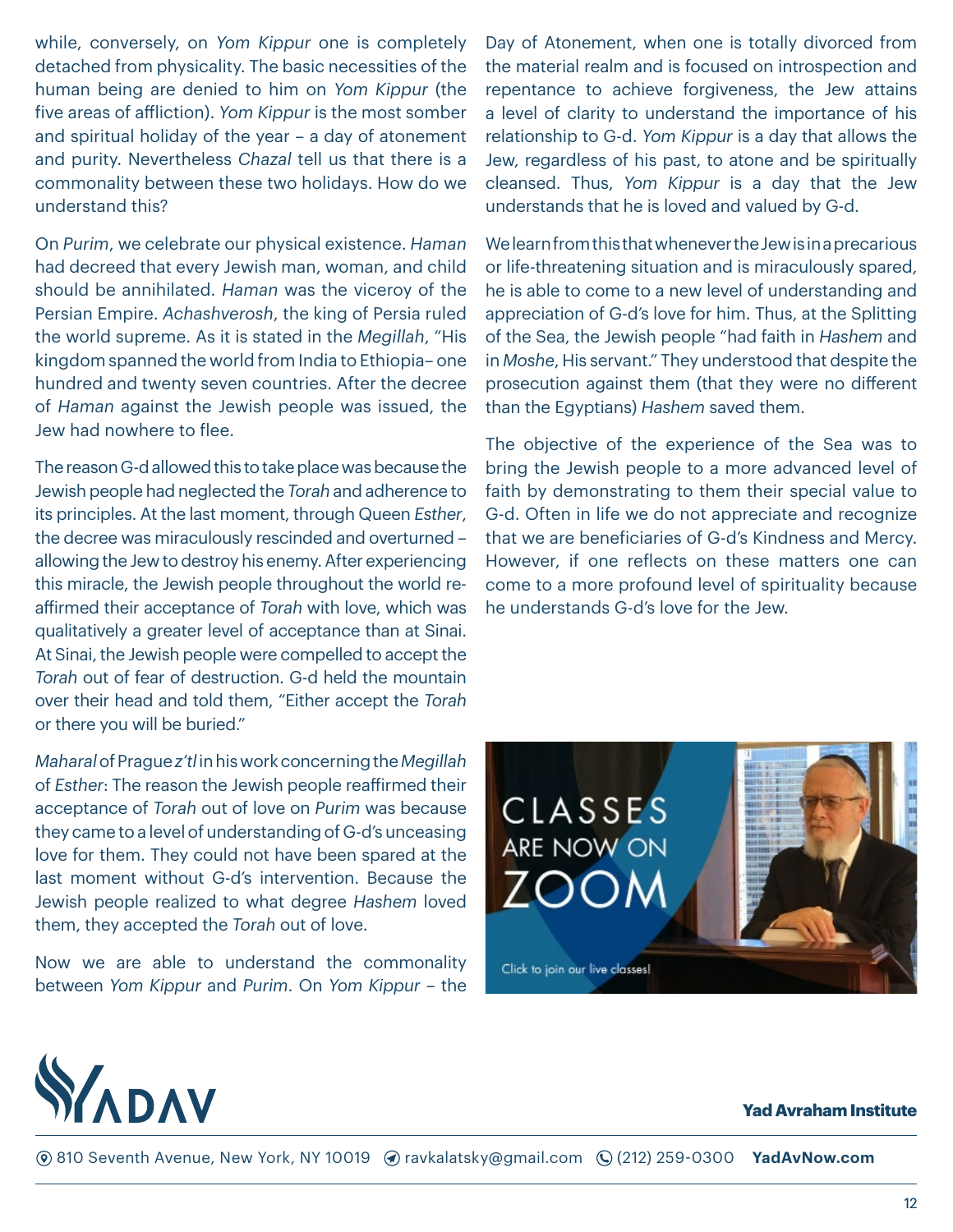while, conversely, on *Yom Kippur* one is completely detached from physicality. The basic necessities of the human being are denied to him on *Yom Kippur* (the five areas of affliction). *Yom Kippur* is the most somber and spiritual holiday of the year – a day of atonement and purity. Nevertheless *Chazal* tell us that there is a commonality between these two holidays. How do we understand this?

On *Purim*, we celebrate our physical existence. *Haman* had decreed that every Jewish man, woman, and child should be annihilated. *Haman* was the viceroy of the Persian Empire. *Achashverosh*, the king of Persia ruled the world supreme. As it is stated in the *Megillah*, "His kingdom spanned the world from India to Ethiopia– one hundred and twenty seven countries. After the decree of *Haman* against the Jewish people was issued, the Jew had nowhere to flee.

The reason G-d allowed this to take place was because the Jewish people had neglected the *Torah* and adherence to its principles. At the last moment, through Queen *Esther*, the decree was miraculously rescinded and overturned – allowing the Jew to destroy his enemy. After experiencing this miracle, the Jewish people throughout the world re-affirmed their acceptance of *Torah* with love, which was qualitatively a greater level of acceptance than at Sinai. At Sinai, the Jewish people were compelled to accept the *Torah* out of fear of destruction. G-d held the mountain over their head and told them, "Either accept the *Torah* or there you will be buried."

*Maharal* of Prague *z'tl* in his work concerning the *Megillah* of *Esther*: The reason the Jewish people reaffirmed their acceptance of *Torah* out of love on *Purim* was because they came to a level of understanding of G-d's unceasing love for them. They could not have been spared at the last moment without G-d's intervention. Because the Jewish people realized to what degree *Hashem* loved them, they accepted the *Torah* out of love.

Now we are able to understand the commonality between *Yom Kippur* and *Purim*. On *Yom Kippur* – the Day of Atonement, when one is totally divorced from the material realm and is focused on introspection and repentance to achieve forgiveness, the Jew attains a level of clarity to understand the importance of his relationship to G-d. *Yom Kippur* is a day that allows the Jew, regardless of his past, to atone and be spiritually cleansed. Thus, *Yom Kippur* is a day that the Jew understands that he is loved and valued by G-d.

We learn from this that whenever the Jew is in a precarious or life-threatening situation and is miraculously spared, he is able to come to a new level of understanding and appreciation of G-d's love for him. Thus, at the Splitting of the Sea, the Jewish people "had faith in *Hashem* and in *Moshe*, His servant." They understood that despite the prosecution against them (that they were no different than the Egyptians) *Hashem* saved them.

The objective of the experience of the Sea was to bring the Jewish people to a more advanced level of faith by demonstrating to them their special value to G-d. Often in life we do not appreciate and recognize that we are beneficiaries of G-d's Kindness and Mercy. However, if one reflects on these matters one can come to a more profound level of spirituality because he understands G-d's love for the Jew.

CLASSES ARE NOW ON ZOOM

Click to join our live classes!

YADAV

**Yad Avraham Institute**

810 Seventh Avenue, New York, NY 10019 ravkalatsky@gmail.com (212) 259-0300 **YadAvNow.com**